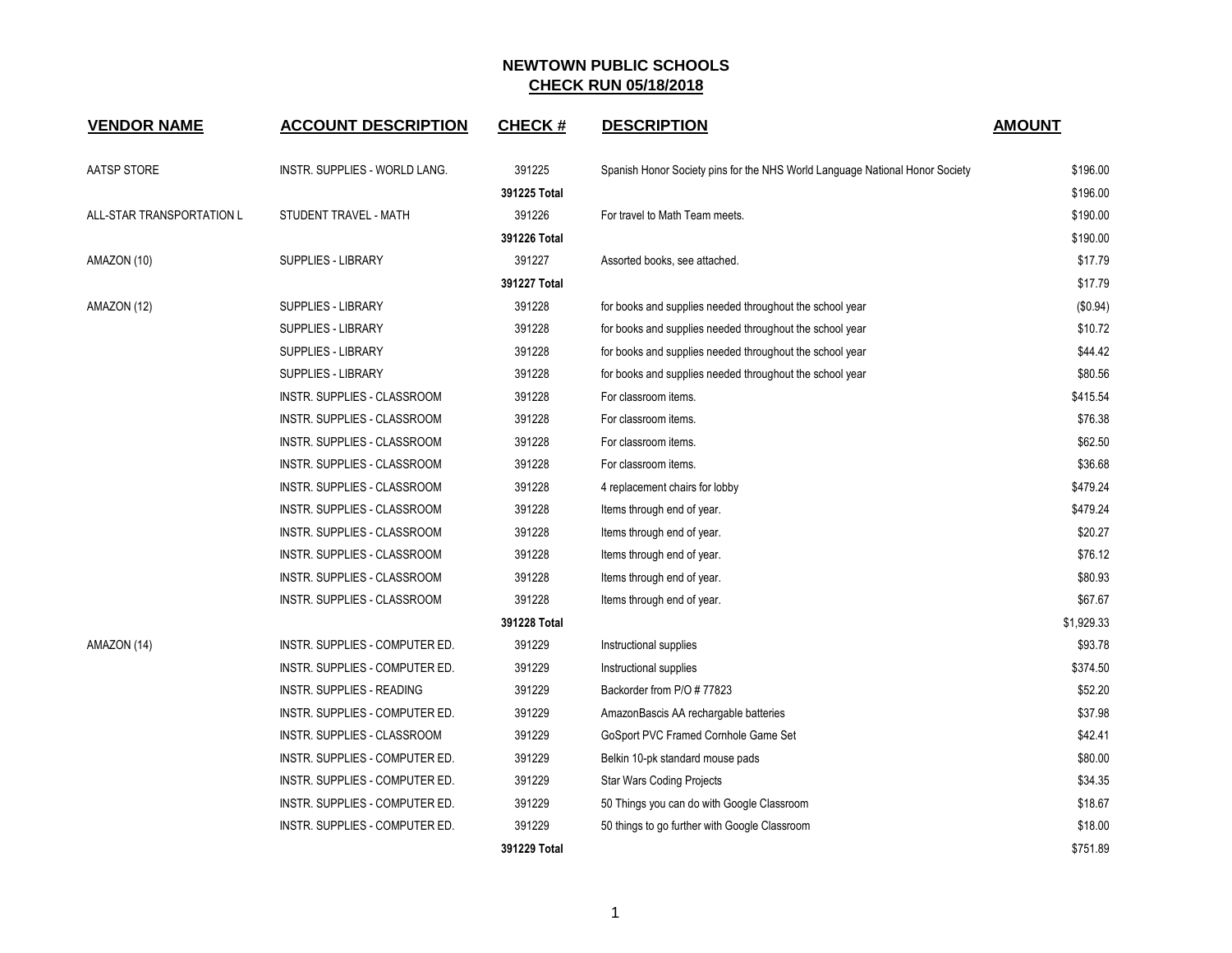# NEWTOWN PUBLIC SCHOOLS
## CHECK RUN 05/18/2018

| VENDOR NAME | ACCOUNT DESCRIPTION | CHECK # | DESCRIPTION | AMOUNT |
|---|---|---|---|---|
| AATSP STORE | INSTR. SUPPLIES - WORLD LANG. | 391225 | Spanish Honor Society pins for the NHS World Language National Honor Society | $196.00 |
| | | **391225 Total** | | $196.00 |
| ALL-STAR TRANSPORTATION L | STUDENT TRAVEL - MATH | 391226 | For travel to Math Team meets. | $190.00 |
| | | **391226 Total** | | $190.00 |
| AMAZON (10) | SUPPLIES - LIBRARY | 391227 | Assorted books, see attached. | $17.79 |
| | | **391227 Total** | | $17.79 |
| AMAZON (12) | SUPPLIES - LIBRARY | 391228 | for books and supplies needed throughout the school year | ($0.94) |
| | SUPPLIES - LIBRARY | 391228 | for books and supplies needed throughout the school year | $10.72 |
| | SUPPLIES - LIBRARY | 391228 | for books and supplies needed throughout the school year | $44.42 |
| | SUPPLIES - LIBRARY | 391228 | for books and supplies needed throughout the school year | $80.56 |
| | INSTR. SUPPLIES - CLASSROOM | 391228 | For classroom items. | $415.54 |
| | INSTR. SUPPLIES - CLASSROOM | 391228 | For classroom items. | $76.38 |
| | INSTR. SUPPLIES - CLASSROOM | 391228 | For classroom items. | $62.50 |
| | INSTR. SUPPLIES - CLASSROOM | 391228 | For classroom items. | $36.68 |
| | INSTR. SUPPLIES - CLASSROOM | 391228 | 4 replacement chairs for lobby | $479.24 |
| | INSTR. SUPPLIES - CLASSROOM | 391228 | Items through end of year. | $479.24 |
| | INSTR. SUPPLIES - CLASSROOM | 391228 | Items through end of year. | $20.27 |
| | INSTR. SUPPLIES - CLASSROOM | 391228 | Items through end of year. | $76.12 |
| | INSTR. SUPPLIES - CLASSROOM | 391228 | Items through end of year. | $80.93 |
| | INSTR. SUPPLIES - CLASSROOM | 391228 | Items through end of year. | $67.67 |
| | | **391228 Total** | | $1,929.33 |
| AMAZON (14) | INSTR. SUPPLIES - COMPUTER ED. | 391229 | Instructional supplies | $93.78 |
| | INSTR. SUPPLIES - COMPUTER ED. | 391229 | Instructional supplies | $374.50 |
| | INSTR. SUPPLIES - READING | 391229 | Backorder from P/O # 77823 | $52.20 |
| | INSTR. SUPPLIES - COMPUTER ED. | 391229 | AmazonBascis AA rechargable batteries | $37.98 |
| | INSTR. SUPPLIES - CLASSROOM | 391229 | GoSport PVC Framed Cornhole Game Set | $42.41 |
| | INSTR. SUPPLIES - COMPUTER ED. | 391229 | Belkin 10-pk standard mouse pads | $80.00 |
| | INSTR. SUPPLIES - COMPUTER ED. | 391229 | Star Wars Coding Projects | $34.35 |
| | INSTR. SUPPLIES - COMPUTER ED. | 391229 | 50 Things you can do with Google Classroom | $18.67 |
| | INSTR. SUPPLIES - COMPUTER ED. | 391229 | 50 things to go further with Google Classroom | $18.00 |
| | | **391229 Total** | | $751.89 |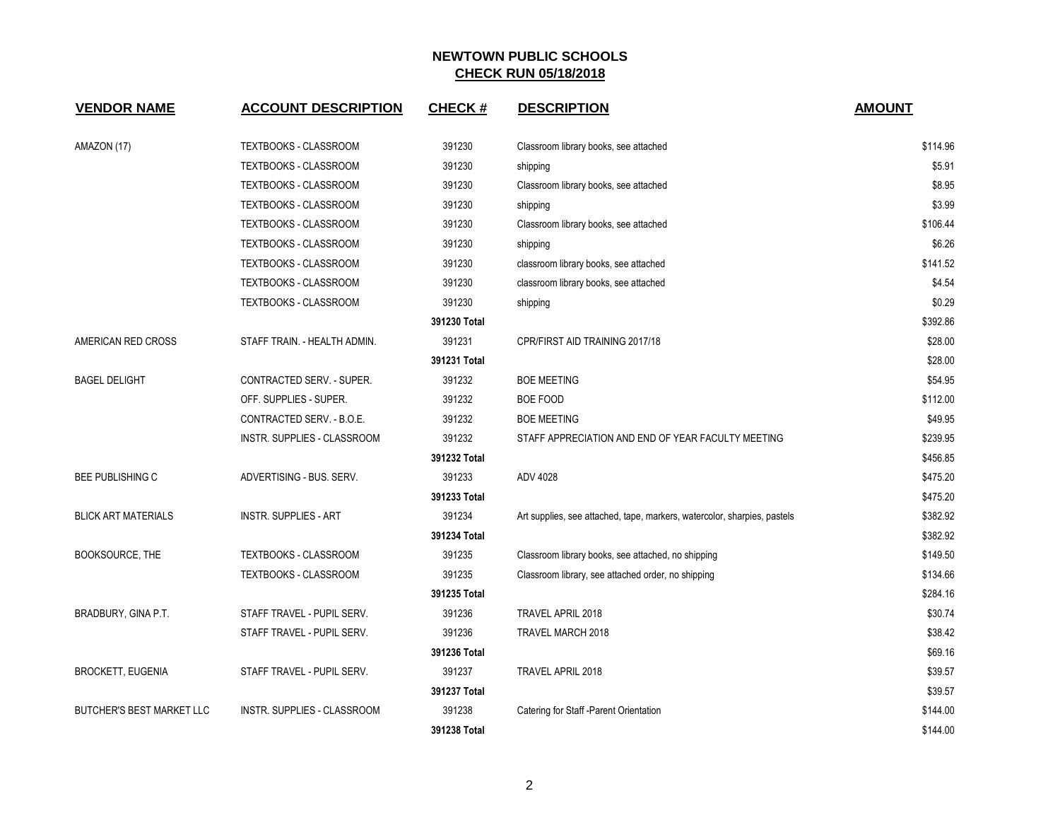## NEWTOWN PUBLIC SCHOOLS
## CHECK RUN 05/18/2018

| VENDOR NAME | ACCOUNT DESCRIPTION | CHECK # | DESCRIPTION | AMOUNT |
|---|---|---|---|---|
| AMAZON (17) | TEXTBOOKS - CLASSROOM | 391230 | Classroom library books, see attached | $114.96 |
| | TEXTBOOKS - CLASSROOM | 391230 | shipping | $5.91 |
| | TEXTBOOKS - CLASSROOM | 391230 | Classroom library books, see attached | $8.95 |
| | TEXTBOOKS - CLASSROOM | 391230 | shipping | $3.99 |
| | TEXTBOOKS - CLASSROOM | 391230 | Classroom library books, see attached | $106.44 |
| | TEXTBOOKS - CLASSROOM | 391230 | shipping | $6.26 |
| | TEXTBOOKS - CLASSROOM | 391230 | classroom library books, see attached | $141.52 |
| | TEXTBOOKS - CLASSROOM | 391230 | classroom library books, see attached | $4.54 |
| | TEXTBOOKS - CLASSROOM | 391230 | shipping | $0.29 |
| | | **391230 Total** | | $392.86 |
| AMERICAN RED CROSS | STAFF TRAIN. - HEALTH ADMIN. | 391231 | CPR/FIRST AID TRAINING 2017/18 | $28.00 |
| | | **391231 Total** | | $28.00 |
| BAGEL DELIGHT | CONTRACTED SERV. - SUPER. | 391232 | BOE MEETING | $54.95 |
| | OFF. SUPPLIES - SUPER. | 391232 | BOE FOOD | $112.00 |
| | CONTRACTED SERV. - B.O.E. | 391232 | BOE MEETING | $49.95 |
| | INSTR. SUPPLIES - CLASSROOM | 391232 | STAFF APPRECIATION AND END OF YEAR FACULTY MEETING | $239.95 |
| | | **391232 Total** | | $456.85 |
| BEE PUBLISHING C | ADVERTISING - BUS. SERV. | 391233 | ADV 4028 | $475.20 |
| | | **391233 Total** | | $475.20 |
| BLICK ART MATERIALS | INSTR. SUPPLIES - ART | 391234 | Art supplies, see attached, tape, markers, watercolor, sharpies, pastels | $382.92 |
| | | **391234 Total** | | $382.92 |
| BOOKSOURCE, THE | TEXTBOOKS - CLASSROOM | 391235 | Classroom library books, see attached, no shipping | $149.50 |
| | TEXTBOOKS - CLASSROOM | 391235 | Classroom library, see attached order, no shipping | $134.66 |
| | | **391235 Total** | | $284.16 |
| BRADBURY, GINA P.T. | STAFF TRAVEL - PUPIL SERV. | 391236 | TRAVEL APRIL 2018 | $30.74 |
| | STAFF TRAVEL - PUPIL SERV. | 391236 | TRAVEL MARCH 2018 | $38.42 |
| | | **391236 Total** | | $69.16 |
| BROCKETT, EUGENIA | STAFF TRAVEL - PUPIL SERV. | 391237 | TRAVEL APRIL 2018 | $39.57 |
| | | **391237 Total** | | $39.57 |
| BUTCHER'S BEST MARKET LLC | INSTR. SUPPLIES - CLASSROOM | 391238 | Catering for Staff -Parent Orientation | $144.00 |
| | | **391238 Total** | | $144.00 |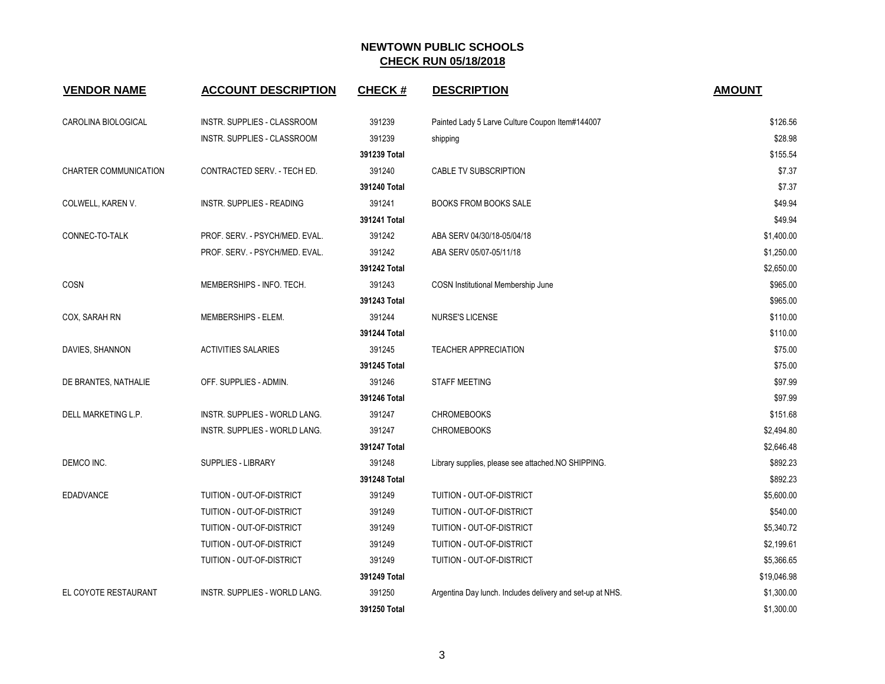## NEWTOWN PUBLIC SCHOOLS
## CHECK RUN 05/18/2018

| VENDOR NAME | ACCOUNT DESCRIPTION | CHECK # | DESCRIPTION | AMOUNT |
|---|---|---|---|---|
| CAROLINA BIOLOGICAL | INSTR. SUPPLIES - CLASSROOM | 391239 | Painted Lady 5 Larve Culture Coupon Item#144007 | $126.56 |
| | INSTR. SUPPLIES - CLASSROOM | 391239 | shipping | $28.98 |
| | | **391239 Total** | | $155.54 |
| CHARTER COMMUNICATION | CONTRACTED SERV. - TECH ED. | 391240 | CABLE TV SUBSCRIPTION | $7.37 |
| | | **391240 Total** | | $7.37 |
| COLWELL, KAREN V. | INSTR. SUPPLIES - READING | 391241 | BOOKS FROM BOOKS SALE | $49.94 |
| | | **391241 Total** | | $49.94 |
| CONNEC-TO-TALK | PROF. SERV. - PSYCH/MED. EVAL. | 391242 | ABA SERV 04/30/18-05/04/18 | $1,400.00 |
| | PROF. SERV. - PSYCH/MED. EVAL. | 391242 | ABA SERV 05/07-05/11/18 | $1,250.00 |
| | | **391242 Total** | | $2,650.00 |
| COSN | MEMBERSHIPS - INFO. TECH. | 391243 | COSN Institutional Membership June | $965.00 |
| | | **391243 Total** | | $965.00 |
| COX, SARAH RN | MEMBERSHIPS - ELEM. | 391244 | NURSE'S LICENSE | $110.00 |
| | | **391244 Total** | | $110.00 |
| DAVIES, SHANNON | ACTIVITIES SALARIES | 391245 | TEACHER APPRECIATION | $75.00 |
| | | **391245 Total** | | $75.00 |
| DE BRANTES, NATHALIE | OFF. SUPPLIES - ADMIN. | 391246 | STAFF MEETING | $97.99 |
| | | **391246 Total** | | $97.99 |
| DELL MARKETING L.P. | INSTR. SUPPLIES - WORLD LANG. | 391247 | CHROMEBOOKS | $151.68 |
| | INSTR. SUPPLIES - WORLD LANG. | 391247 | CHROMEBOOKS | $2,494.80 |
| | | **391247 Total** | | $2,646.48 |
| DEMCO INC. | SUPPLIES - LIBRARY | 391248 | Library supplies, please see attached.NO SHIPPING. | $892.23 |
| | | **391248 Total** | | $892.23 |
| EDADVANCE | TUITION - OUT-OF-DISTRICT | 391249 | TUITION - OUT-OF-DISTRICT | $5,600.00 |
| | TUITION - OUT-OF-DISTRICT | 391249 | TUITION - OUT-OF-DISTRICT | $540.00 |
| | TUITION - OUT-OF-DISTRICT | 391249 | TUITION - OUT-OF-DISTRICT | $5,340.72 |
| | TUITION - OUT-OF-DISTRICT | 391249 | TUITION - OUT-OF-DISTRICT | $2,199.61 |
| | TUITION - OUT-OF-DISTRICT | 391249 | TUITION - OUT-OF-DISTRICT | $5,366.65 |
| | | **391249 Total** | | $19,046.98 |
| EL COYOTE RESTAURANT | INSTR. SUPPLIES - WORLD LANG. | 391250 | Argentina Day lunch. Includes delivery and set-up at NHS. | $1,300.00 |
| | | **391250 Total** | | $1,300.00 |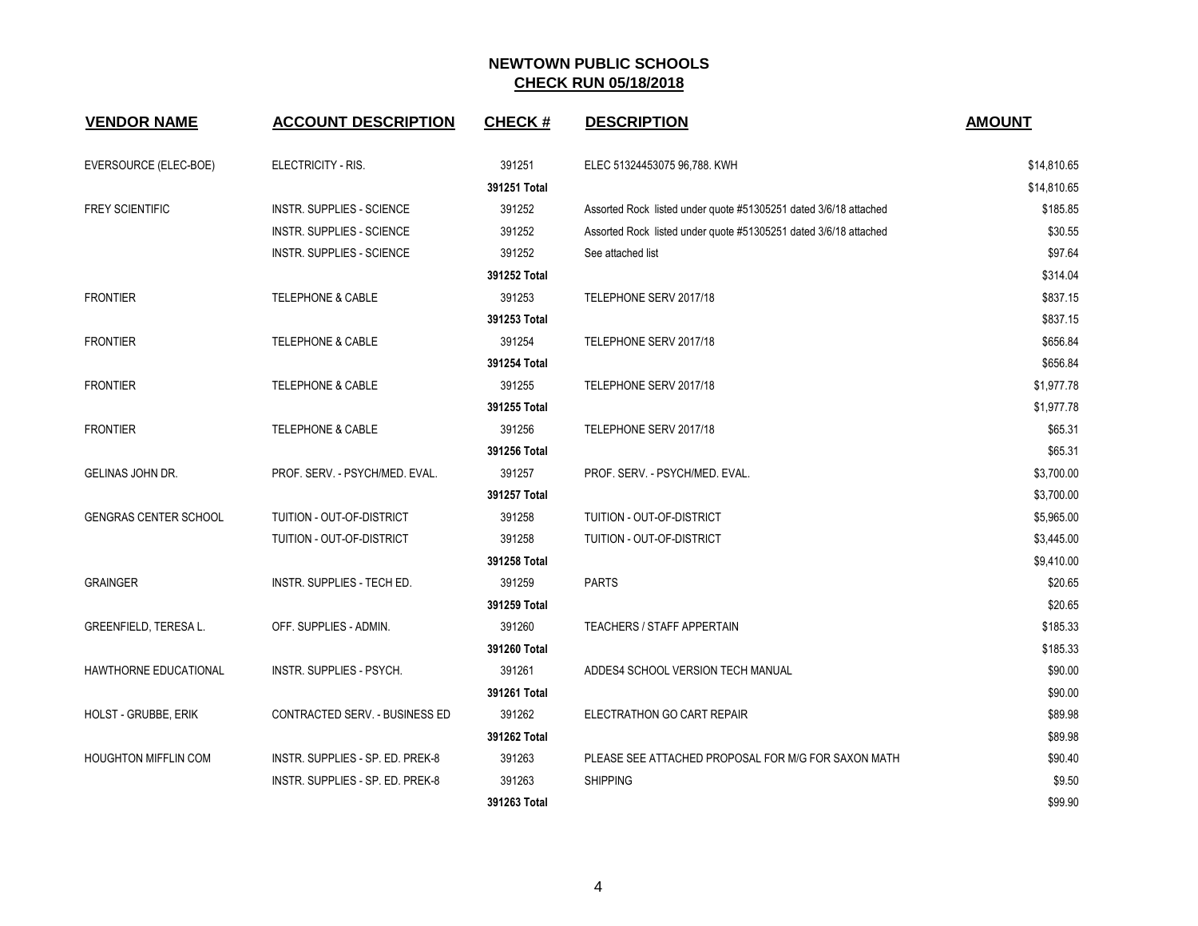# NEWTOWN PUBLIC SCHOOLS
## CHECK RUN 05/18/2018

| VENDOR NAME | ACCOUNT DESCRIPTION | CHECK # | DESCRIPTION | AMOUNT |
|---|---|---|---|---|
| EVERSOURCE (ELEC-BOE) | ELECTRICITY - RIS. | 391251 | ELEC 51324453075 96,788. KWH | $14,810.65 |
| | | **391251 Total** | | $14,810.65 |
| FREY SCIENTIFIC | INSTR. SUPPLIES - SCIENCE | 391252 | Assorted Rock listed under quote #51305251 dated 3/6/18 attached | $185.85 |
| | INSTR. SUPPLIES - SCIENCE | 391252 | Assorted Rock listed under quote #51305251 dated 3/6/18 attached | $30.55 |
| | INSTR. SUPPLIES - SCIENCE | 391252 | See attached list | $97.64 |
| | | **391252 Total** | | $314.04 |
| FRONTIER | TELEPHONE & CABLE | 391253 | TELEPHONE SERV 2017/18 | $837.15 |
| | | **391253 Total** | | $837.15 |
| FRONTIER | TELEPHONE & CABLE | 391254 | TELEPHONE SERV 2017/18 | $656.84 |
| | | **391254 Total** | | $656.84 |
| FRONTIER | TELEPHONE & CABLE | 391255 | TELEPHONE SERV 2017/18 | $1,977.78 |
| | | **391255 Total** | | $1,977.78 |
| FRONTIER | TELEPHONE & CABLE | 391256 | TELEPHONE SERV 2017/18 | $65.31 |
| | | **391256 Total** | | $65.31 |
| GELINAS JOHN DR. | PROF. SERV. - PSYCH/MED. EVAL. | 391257 | PROF. SERV. - PSYCH/MED. EVAL. | $3,700.00 |
| | | **391257 Total** | | $3,700.00 |
| GENGRAS CENTER SCHOOL | TUITION - OUT-OF-DISTRICT | 391258 | TUITION - OUT-OF-DISTRICT | $5,965.00 |
| | TUITION - OUT-OF-DISTRICT | 391258 | TUITION - OUT-OF-DISTRICT | $3,445.00 |
| | | **391258 Total** | | $9,410.00 |
| GRAINGER | INSTR. SUPPLIES - TECH ED. | 391259 | PARTS | $20.65 |
| | | **391259 Total** | | $20.65 |
| GREENFIELD, TERESA L. | OFF. SUPPLIES - ADMIN. | 391260 | TEACHERS / STAFF APPERTAIN | $185.33 |
| | | **391260 Total** | | $185.33 |
| HAWTHORNE EDUCATIONAL | INSTR. SUPPLIES - PSYCH. | 391261 | ADDES4 SCHOOL VERSION TECH MANUAL | $90.00 |
| | | **391261 Total** | | $90.00 |
| HOLST - GRUBBE, ERIK | CONTRACTED SERV. - BUSINESS ED | 391262 | ELECTRATHON GO CART REPAIR | $89.98 |
| | | **391262 Total** | | $89.98 |
| HOUGHTON MIFFLIN COM | INSTR. SUPPLIES - SP. ED. PREK-8 | 391263 | PLEASE SEE ATTACHED PROPOSAL FOR M/G FOR SAXON MATH | $90.40 |
| | INSTR. SUPPLIES - SP. ED. PREK-8 | 391263 | SHIPPING | $9.50 |
| | | **391263 Total** | | $99.90 |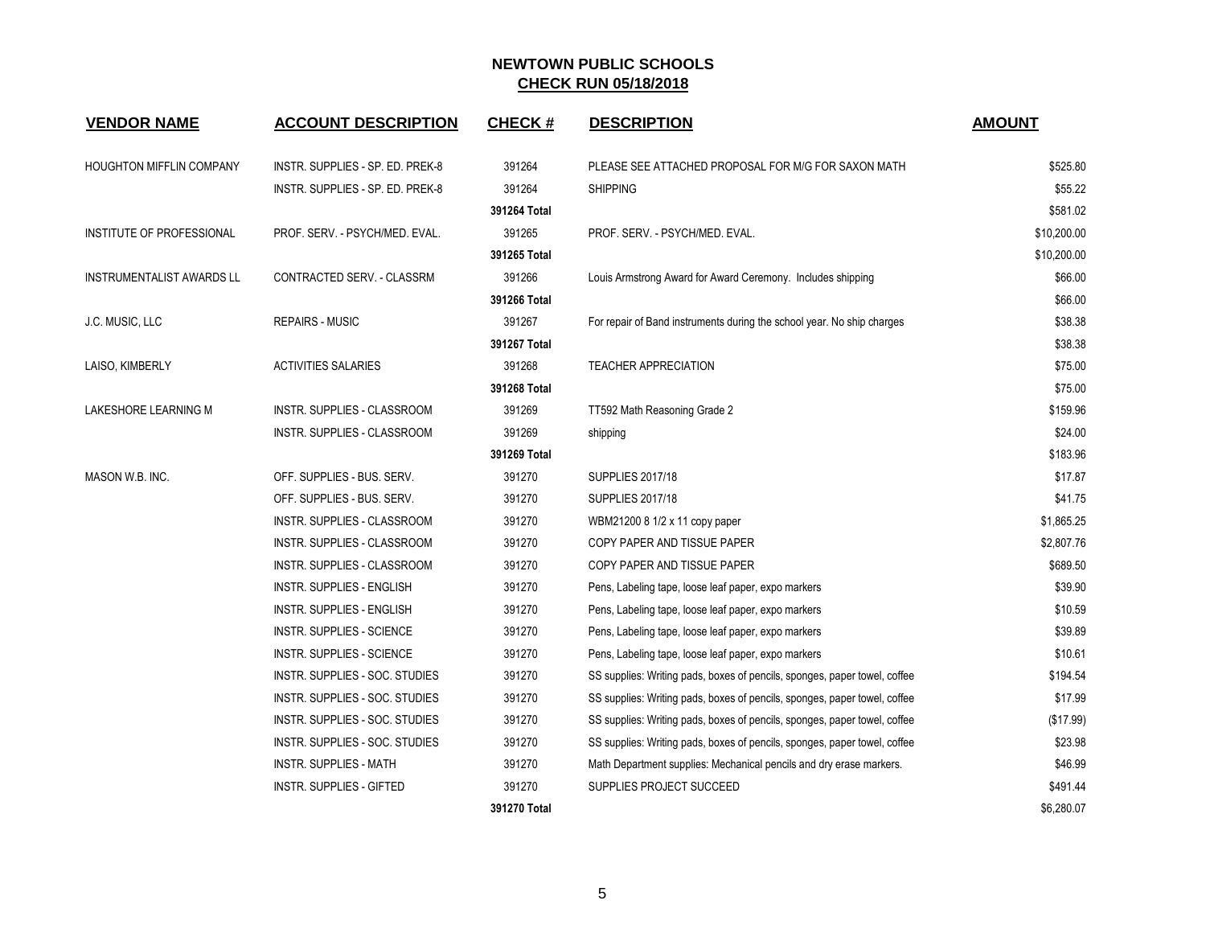# NEWTOWN PUBLIC SCHOOLS

## CHECK RUN 05/18/2018

| VENDOR NAME | ACCOUNT DESCRIPTION | CHECK # | DESCRIPTION | AMOUNT |
|---|---|---|---|---|
| HOUGHTON MIFFLIN COMPANY | INSTR. SUPPLIES - SP. ED. PREK-8 | 391264 | PLEASE SEE ATTACHED PROPOSAL FOR M/G FOR SAXON MATH | $525.80 |
| | INSTR. SUPPLIES - SP. ED. PREK-8 | 391264 | SHIPPING | $55.22 |
| | | **391264 Total** | | $581.02 |
| INSTITUTE OF PROFESSIONAL | PROF. SERV. - PSYCH/MED. EVAL. | 391265 | PROF. SERV. - PSYCH/MED. EVAL. | $10,200.00 |
| | | **391265 Total** | | $10,200.00 |
| INSTRUMENTALIST AWARDS LL | CONTRACTED SERV. - CLASSRM | 391266 | Louis Armstrong Award for Award Ceremony. Includes shipping | $66.00 |
| | | **391266 Total** | | $66.00 |
| J.C. MUSIC, LLC | REPAIRS - MUSIC | 391267 | For repair of Band instruments during the school year. No ship charges | $38.38 |
| | | **391267 Total** | | $38.38 |
| LAISO, KIMBERLY | ACTIVITIES SALARIES | 391268 | TEACHER APPRECIATION | $75.00 |
| | | **391268 Total** | | $75.00 |
| LAKESHORE LEARNING M | INSTR. SUPPLIES - CLASSROOM | 391269 | TT592 Math Reasoning Grade 2 | $159.96 |
| | INSTR. SUPPLIES - CLASSROOM | 391269 | shipping | $24.00 |
| | | **391269 Total** | | $183.96 |
| MASON W.B. INC. | OFF. SUPPLIES - BUS. SERV. | 391270 | SUPPLIES 2017/18 | $17.87 |
| | OFF. SUPPLIES - BUS. SERV. | 391270 | SUPPLIES 2017/18 | $41.75 |
| | INSTR. SUPPLIES - CLASSROOM | 391270 | WBM21200 8 1/2 x 11 copy paper | $1,865.25 |
| | INSTR. SUPPLIES - CLASSROOM | 391270 | COPY PAPER AND TISSUE PAPER | $2,807.76 |
| | INSTR. SUPPLIES - CLASSROOM | 391270 | COPY PAPER AND TISSUE PAPER | $689.50 |
| | INSTR. SUPPLIES - ENGLISH | 391270 | Pens, Labeling tape, loose leaf paper, expo markers | $39.90 |
| | INSTR. SUPPLIES - ENGLISH | 391270 | Pens, Labeling tape, loose leaf paper, expo markers | $10.59 |
| | INSTR. SUPPLIES - SCIENCE | 391270 | Pens, Labeling tape, loose leaf paper, expo markers | $39.89 |
| | INSTR. SUPPLIES - SCIENCE | 391270 | Pens, Labeling tape, loose leaf paper, expo markers | $10.61 |
| | INSTR. SUPPLIES - SOC. STUDIES | 391270 | SS supplies: Writing pads, boxes of pencils, sponges, paper towel, coffee | $194.54 |
| | INSTR. SUPPLIES - SOC. STUDIES | 391270 | SS supplies: Writing pads, boxes of pencils, sponges, paper towel, coffee | $17.99 |
| | INSTR. SUPPLIES - SOC. STUDIES | 391270 | SS supplies: Writing pads, boxes of pencils, sponges, paper towel, coffee | ($17.99) |
| | INSTR. SUPPLIES - SOC. STUDIES | 391270 | SS supplies: Writing pads, boxes of pencils, sponges, paper towel, coffee | $23.98 |
| | INSTR. SUPPLIES - MATH | 391270 | Math Department supplies: Mechanical pencils and dry erase markers. | $46.99 |
| | INSTR. SUPPLIES - GIFTED | 391270 | SUPPLIES PROJECT SUCCEED | $491.44 |
| | | **391270 Total** | | $6,280.07 |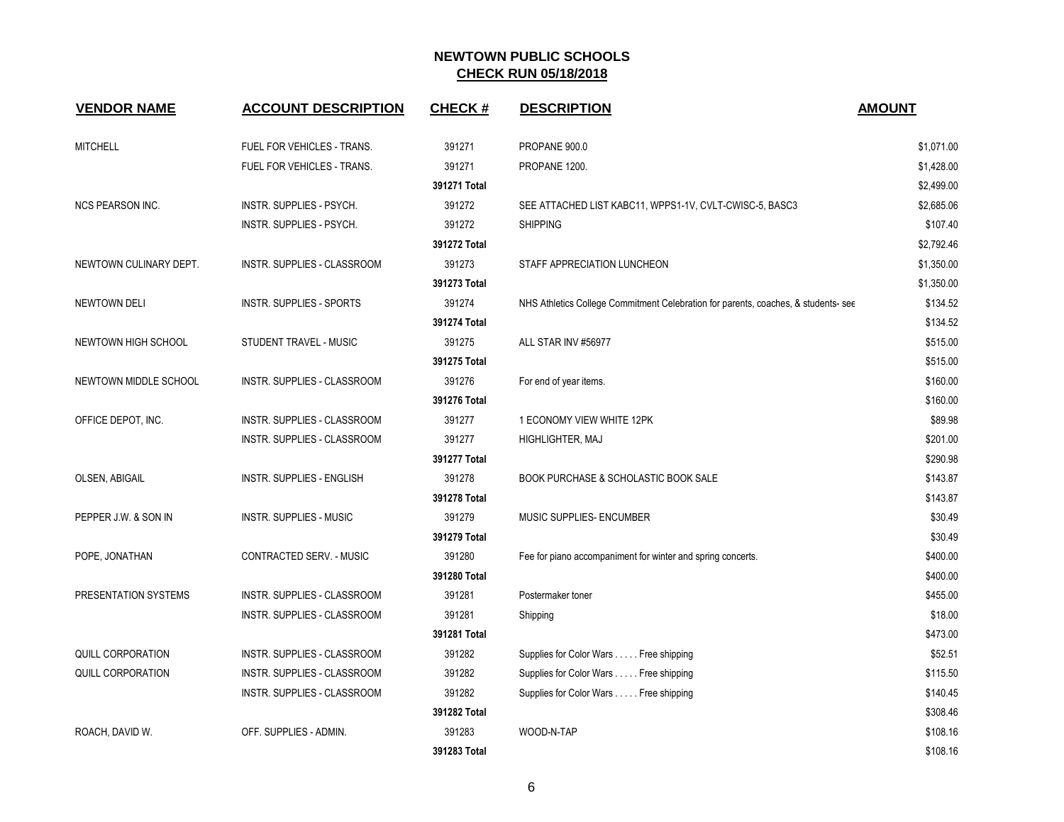# NEWTOWN PUBLIC SCHOOLS

## CHECK RUN 05/18/2018

| VENDOR NAME | ACCOUNT DESCRIPTION | CHECK # | DESCRIPTION | AMOUNT |
|---|---|---|---|---|
| MITCHELL | FUEL FOR VEHICLES - TRANS. | 391271 | PROPANE 900.0 | $1,071.00 |
| | FUEL FOR VEHICLES - TRANS. | 391271 | PROPANE 1200. | $1,428.00 |
| | | 391271 Total | | $2,499.00 |
| NCS PEARSON INC. | INSTR. SUPPLIES - PSYCH. | 391272 | SEE ATTACHED LIST KABC11, WPPS1-1V, CVLT-CWISC-5, BASC3 | $2,685.06 |
| | INSTR. SUPPLIES - PSYCH. | 391272 | SHIPPING | $107.40 |
| | | 391272 Total | | $2,792.46 |
| NEWTOWN CULINARY DEPT. | INSTR. SUPPLIES - CLASSROOM | 391273 | STAFF APPRECIATION LUNCHEON | $1,350.00 |
| | | 391273 Total | | $1,350.00 |
| NEWTOWN DELI | INSTR. SUPPLIES - SPORTS | 391274 | NHS Athletics College Commitment Celebration for parents, coaches, & students- see | $134.52 |
| | | 391274 Total | | $134.52 |
| NEWTOWN HIGH SCHOOL | STUDENT TRAVEL - MUSIC | 391275 | ALL STAR INV #56977 | $515.00 |
| | | 391275 Total | | $515.00 |
| NEWTOWN MIDDLE SCHOOL | INSTR. SUPPLIES - CLASSROOM | 391276 | For end of year items. | $160.00 |
| | | 391276 Total | | $160.00 |
| OFFICE DEPOT, INC. | INSTR. SUPPLIES - CLASSROOM | 391277 | 1 ECONOMY VIEW WHITE 12PK | $89.98 |
| | INSTR. SUPPLIES - CLASSROOM | 391277 | HIGHLIGHTER, MAJ | $201.00 |
| | | 391277 Total | | $290.98 |
| OLSEN, ABIGAIL | INSTR. SUPPLIES - ENGLISH | 391278 | BOOK PURCHASE & SCHOLASTIC BOOK SALE | $143.87 |
| | | 391278 Total | | $143.87 |
| PEPPER J.W. & SON IN | INSTR. SUPPLIES - MUSIC | 391279 | MUSIC SUPPLIES- ENCUMBER | $30.49 |
| | | 391279 Total | | $30.49 |
| POPE, JONATHAN | CONTRACTED SERV. - MUSIC | 391280 | Fee for piano accompaniment for winter and spring concerts. | $400.00 |
| | | 391280 Total | | $400.00 |
| PRESENTATION SYSTEMS | INSTR. SUPPLIES - CLASSROOM | 391281 | Postermaker toner | $455.00 |
| | INSTR. SUPPLIES - CLASSROOM | 391281 | Shipping | $18.00 |
| | | 391281 Total | | $473.00 |
| QUILL CORPORATION | INSTR. SUPPLIES - CLASSROOM | 391282 | Supplies for Color Wars . . . . . Free shipping | $52.51 |
| QUILL CORPORATION | INSTR. SUPPLIES - CLASSROOM | 391282 | Supplies for Color Wars . . . . . Free shipping | $115.50 |
| | INSTR. SUPPLIES - CLASSROOM | 391282 | Supplies for Color Wars . . . . . Free shipping | $140.45 |
| | | 391282 Total | | $308.46 |
| ROACH, DAVID W. | OFF. SUPPLIES - ADMIN. | 391283 | WOOD-N-TAP | $108.16 |
| | | 391283 Total | | $108.16 |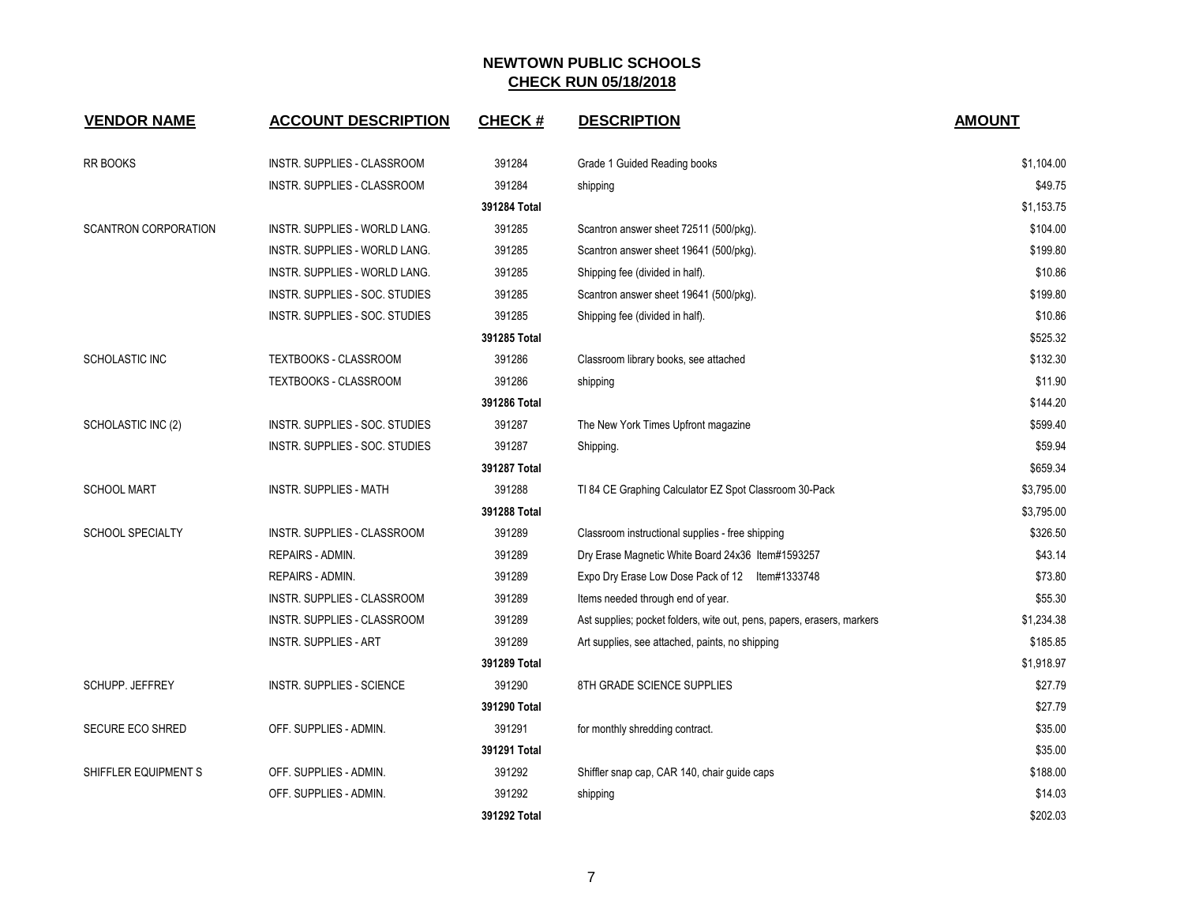# NEWTOWN PUBLIC SCHOOLS
## CHECK RUN 05/18/2018

| VENDOR NAME | ACCOUNT DESCRIPTION | CHECK # | DESCRIPTION | AMOUNT |
|---|---|---|---|---|
| RR BOOKS | INSTR. SUPPLIES - CLASSROOM | 391284 | Grade 1 Guided Reading books | $1,104.00 |
| | INSTR. SUPPLIES - CLASSROOM | 391284 | shipping | $49.75 |
| | | **391284 Total** | | $1,153.75 |
| SCANTRON CORPORATION | INSTR. SUPPLIES - WORLD LANG. | 391285 | Scantron answer sheet 72511 (500/pkg). | $104.00 |
| | INSTR. SUPPLIES - WORLD LANG. | 391285 | Scantron answer sheet 19641 (500/pkg). | $199.80 |
| | INSTR. SUPPLIES - WORLD LANG. | 391285 | Shipping fee (divided in half). | $10.86 |
| | INSTR. SUPPLIES - SOC. STUDIES | 391285 | Scantron answer sheet 19641 (500/pkg). | $199.80 |
| | INSTR. SUPPLIES - SOC. STUDIES | 391285 | Shipping fee (divided in half). | $10.86 |
| | | **391285 Total** | | $525.32 |
| SCHOLASTIC INC | TEXTBOOKS - CLASSROOM | 391286 | Classroom library books, see attached | $132.30 |
| | TEXTBOOKS - CLASSROOM | 391286 | shipping | $11.90 |
| | | **391286 Total** | | $144.20 |
| SCHOLASTIC INC (2) | INSTR. SUPPLIES - SOC. STUDIES | 391287 | The New York Times Upfront magazine | $599.40 |
| | INSTR. SUPPLIES - SOC. STUDIES | 391287 | Shipping. | $59.94 |
| | | **391287 Total** | | $659.34 |
| SCHOOL MART | INSTR. SUPPLIES - MATH | 391288 | TI 84 CE Graphing Calculator EZ Spot Classroom 30-Pack | $3,795.00 |
| | | **391288 Total** | | $3,795.00 |
| SCHOOL SPECIALTY | INSTR. SUPPLIES - CLASSROOM | 391289 | Classroom instructional supplies - free shipping | $326.50 |
| | REPAIRS - ADMIN. | 391289 | Dry Erase Magnetic White Board 24x36 Item#1593257 | $43.14 |
| | REPAIRS - ADMIN. | 391289 | Expo Dry Erase Low Dose Pack of 12 Item#1333748 | $73.80 |
| | INSTR. SUPPLIES - CLASSROOM | 391289 | Items needed through end of year. | $55.30 |
| | INSTR. SUPPLIES - CLASSROOM | 391289 | Ast supplies; pocket folders, wite out, pens, papers, erasers, markers | $1,234.38 |
| | INSTR. SUPPLIES - ART | 391289 | Art supplies, see attached, paints, no shipping | $185.85 |
| | | **391289 Total** | | $1,918.97 |
| SCHUPP. JEFFREY | INSTR. SUPPLIES - SCIENCE | 391290 | 8TH GRADE SCIENCE SUPPLIES | $27.79 |
| | | **391290 Total** | | $27.79 |
| SECURE ECO SHRED | OFF. SUPPLIES - ADMIN. | 391291 | for monthly shredding contract. | $35.00 |
| | | **391291 Total** | | $35.00 |
| SHIFFLER EQUIPMENT S | OFF. SUPPLIES - ADMIN. | 391292 | Shiffler snap cap, CAR 140, chair guide caps | $188.00 |
| | OFF. SUPPLIES - ADMIN. | 391292 | shipping | $14.03 |
| | | **391292 Total** | | $202.03 |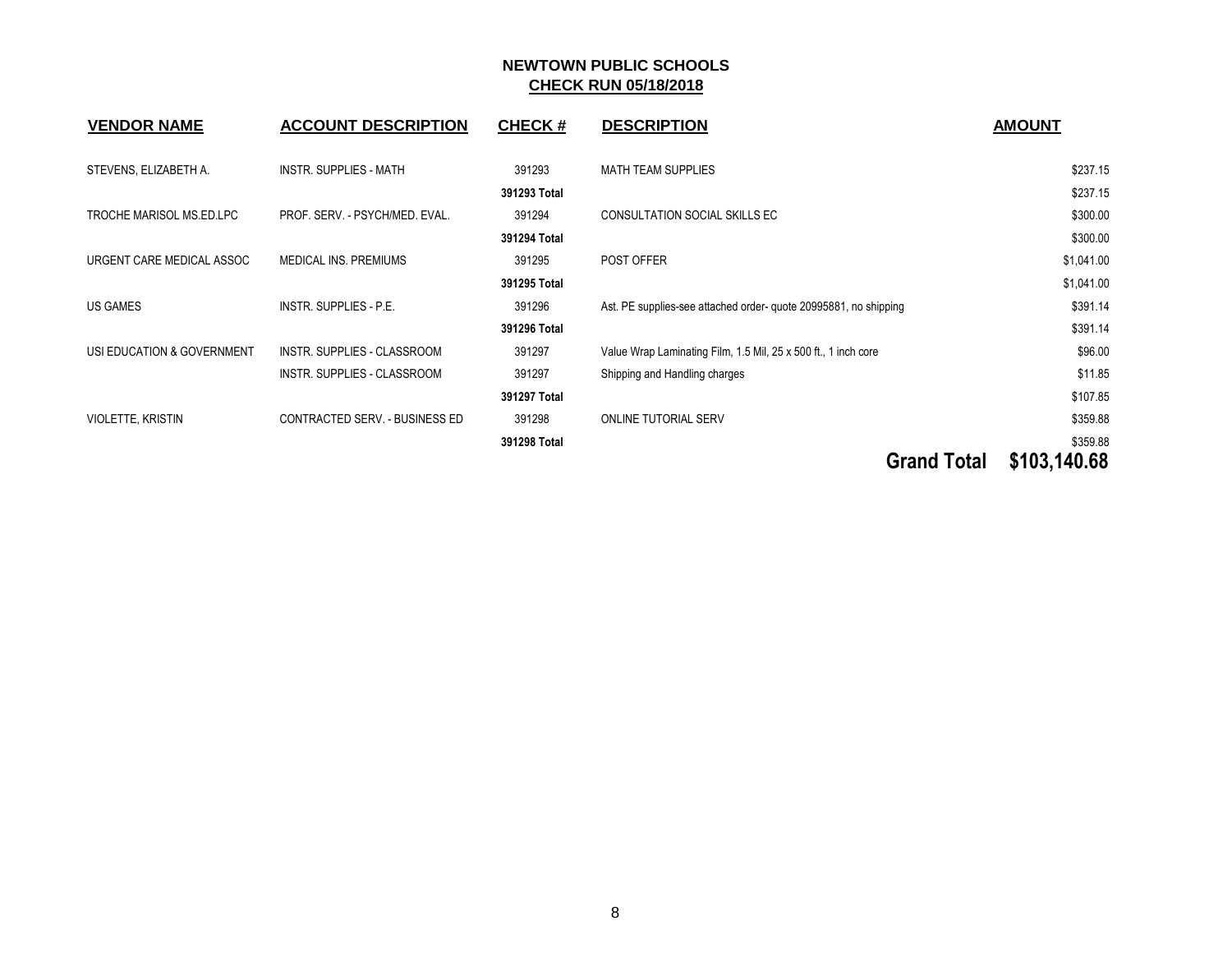# NEWTOWN PUBLIC SCHOOLS

## CHECK RUN 05/18/2018

| VENDOR NAME | ACCOUNT DESCRIPTION | CHECK # | DESCRIPTION | AMOUNT |
|---|---|---|---|---|
| STEVENS, ELIZABETH A. | INSTR. SUPPLIES - MATH | 391293 | MATH TEAM SUPPLIES | $237.15 |
| | | **391293 Total** | | $237.15 |
| TROCHE MARISOL MS.ED.LPC | PROF. SERV. - PSYCH/MED. EVAL. | 391294 | CONSULTATION SOCIAL SKILLS EC | $300.00 |
| | | **391294 Total** | | $300.00 |
| URGENT CARE MEDICAL ASSOC | MEDICAL INS. PREMIUMS | 391295 | POST OFFER | $1,041.00 |
| | | **391295 Total** | | $1,041.00 |
| US GAMES | INSTR. SUPPLIES - P.E. | 391296 | Ast. PE supplies-see attached order- quote 20995881, no shipping | $391.14 |
| | | **391296 Total** | | $391.14 |
| USI EDUCATION & GOVERNMENT | INSTR. SUPPLIES - CLASSROOM | 391297 | Value Wrap Laminating Film, 1.5 Mil, 25 x 500 ft., 1 inch core | $96.00 |
| | INSTR. SUPPLIES - CLASSROOM | 391297 | Shipping and Handling charges | $11.85 |
| | | **391297 Total** | | $107.85 |
| VIOLETTE, KRISTIN | CONTRACTED SERV. - BUSINESS ED | 391298 | ONLINE TUTORIAL SERV | $359.88 |
| | | **391298 Total** | | $359.88 |
| | | | **Grand Total** | **$103,140.68** |